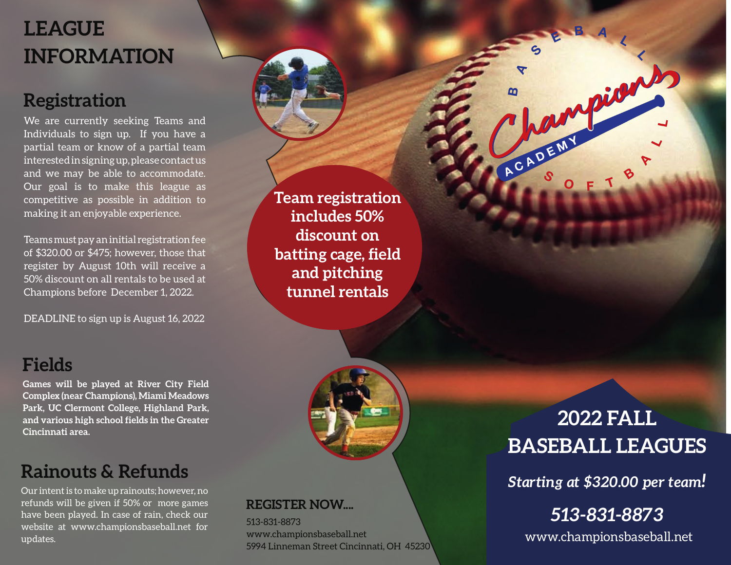# LEAGUE INFORMATION

## Registration

We are currently seeking Teams and Individuals to sign up. If you have a partial team or know of a partial team interested in signing up, please contact us and we may be able to accommodate. Our goal is to make this league as competitive as possible in addition to making it an enjoyable experience.

Teams must pay an initial registration fee of $320.00 or $475; however, those that register by August 10th will receive a 50% discount on all rentals to be used at Champions before December 1, 2022.

DEADLINE to sign up is August 16, 2022

## Fields

**Games will be played at River City Field Complex (near Champions), Miami Meadows Park, UC Clermont College, Highland Park, and various high school fields in the Greater Cincinnati area.**

## Rainouts & Refunds

Our intent is to make up rainouts; however, no refunds will be given if 50% or more games have been played. In case of rain, check our website at www.championsbaseball.net for updates.

**Team registration includes 50% discount on batting cage, field and pitching tunnel rentals**

### REGISTER NOW....

513-831-8873
www.championsbaseball.net
5994 Linneman Street Cincinnati, OH 45230

Champions Academy — Baseball Softball

# 2022 FALL BASEBALL LEAGUES

***Starting at $320.00 per team!***

***513-831-8873***

www.championsbaseball.net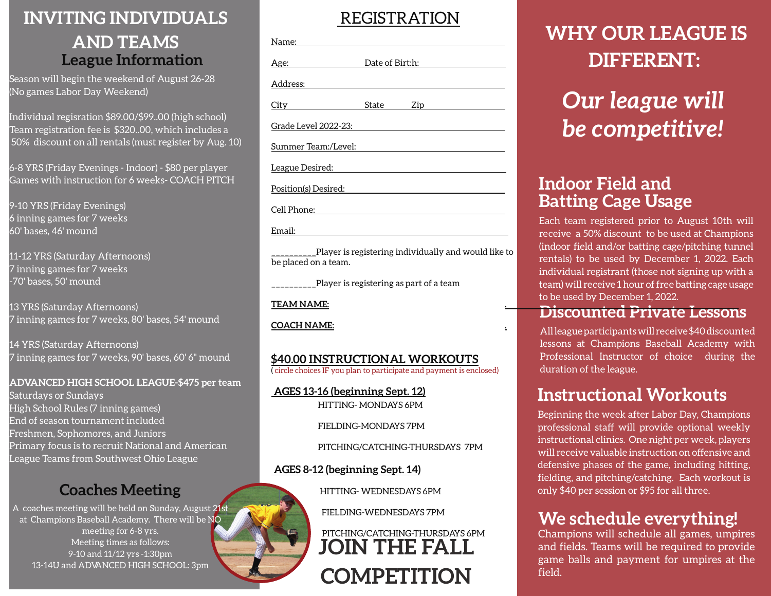# INVITING INDIVIDUALS AND TEAMS

## League Information

Season will begin the weekend of August 26-28
(No games Labor Day Weekend)

Individual regisration $89.00/$99..00 (high school)
Team registration fee is $320..00, which includes a 50% discount on all rentals (must register by Aug. 10)

6-8 YRS (Friday Evenings - Indoor) - $80 per player
Games with instruction for 6 weeks- COACH PITCH

9-10 YRS (Friday Evenings)
6 inning games for 7 weeks
60' bases, 46' mound

11-12 YRS (Saturday Afternoons)
7 inning games for 7 weeks
-70' bases, 50' mound

13 YRS (Saturday Afternoons)
7 inning games for 7 weeks, 80' bases, 54' mound

14 YRS (Saturday Afternoons)
7 inning games for 7 weeks, 90' bases, 60' 6" mound

**ADVANCED HIGH SCHOOL LEAGUE-$475 per team**
Saturdays or Sundays
High School Rules (7 inning games)
End of season tournament included
Freshmen, Sophomores, and Juniors
Primary focus is to recruit National and American League Teams from Southwest Ohio League

## Coaches Meeting

A coaches meeting will be held on Sunday, August 21st at Champions Baseball Academy. There will be NO meeting for 6-8 yrs.
Meeting times as follows:
9-10 and 11/12 yrs -1:30pm
13-14U and ADVANCED HIGH SCHOOL: 3pm

# REGISTRATION

Name: ______________________________

Age: __________ Date of Birt:h: ______________

Address: ______________________________

City __________ State ______ Zip ______

Grade Level 2022-23: ______________________

Summer Team:/Level: ______________________

League Desired: ______________________

Position(s) Desired: ______________________

Cell Phone: ______________________

Email: ______________________

_________Player is registering individually and would like to be placed on a team.

_________Player is registering as part of a team

**TEAM NAME:** ______________________

**COACH NAME:** ______________________

**$40.00 INSTRUCTIONAL WORKOUTS**
( circle choices IF you plan to participate and payment is enclosed)

**AGES 13-16 (beginning Sept. 12)**

HITTING- MONDAYS 6PM

FIELDING-MONDAYS 7PM

PITCHING/CATCHING-THURSDAYS 7PM

**AGES 8-12 (beginning Sept. 14)**

HITTING- WEDNESDAYS 6PM

FIELDING-WEDNESDAYS 7PM

PITCHING/CATCHING-THURSDAYS 6PM

# JOIN THE FALL COMPETITION

# WHY OUR LEAGUE IS DIFFERENT:

## *Our league will be competitive!*

## Indoor Field and Batting Cage Usage

Each team registered prior to August 10th will receive a 50% discount to be used at Champions (indoor field and/or batting cage/pitching tunnel rentals) to be used by December 1, 2022. Each individual registrant (those not signing up with a team) will receive 1 hour of free batting cage usage to be used by December 1, 2022.

## Discounted Private Lessons

All league participants will receive $40 discounted lessons at Champions Baseball Academy with Professional Instructor of choice during the duration of the league.

## Instructional Workouts

Beginning the week after Labor Day, Champions professional staff will provide optional weekly instructional clinics. One night per week, players will receive valuable instruction on offensive and defensive phases of the game, including hitting, fielding, and pitching/catching. Each workout is only $40 per session or $95 for all three.

## We schedule everything!

Champions will schedule all games, umpires and fields. Teams will be required to provide game balls and payment for umpires at the field.